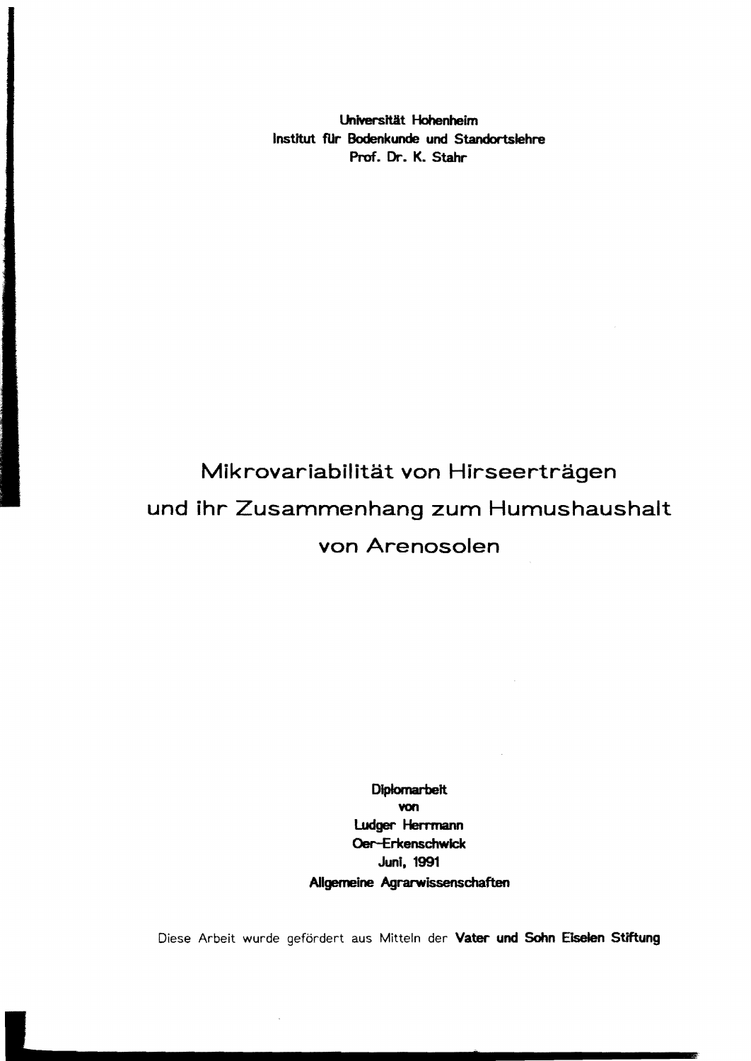**Universität Hohenheim**
**Institut für Bodenkunde und Standortslehre**
**Prof. Dr. K. Stahr**

# Mikrovariabilität von Hirseerträgen und ihr Zusammenhang zum Humushaushalt von Arenosolen

**Diplomarbeit**
**von**
**Ludger Herrmann**
**Oer-Erkenschwick**
**Juni, 1991**
**Allgemeine Agrarwissenschaften**

Diese Arbeit wurde gefördert aus Mitteln der **Vater und Sohn Eiselen Stiftung**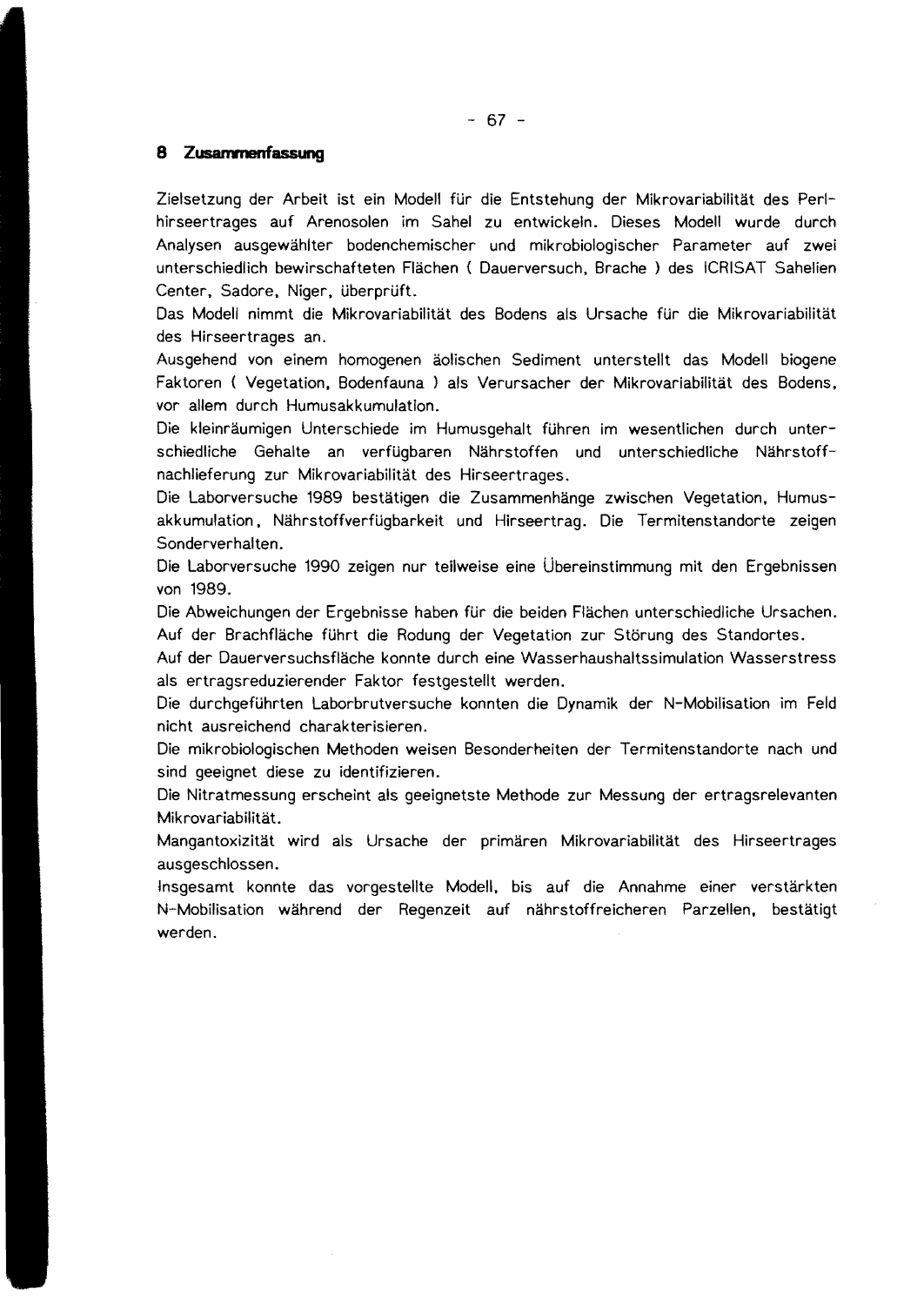# 8 Zusammenfassung

Zielsetzung der Arbeit ist ein Modell für die Entstehung der Mikrovariabilität des Perlhirseertrages auf Arenosolen im Sahel zu entwickeln. Dieses Modell wurde durch Analysen ausgewählter bodenchemischer und mikrobiologischer Parameter auf zwei unterschiedlich bewirschafteten Flächen ( Dauerversuch, Brache ) des ICRISAT Sahelien Center, Sadore, Niger, überprüft.

Das Modell nimmt die Mikrovariabilität des Bodens als Ursache für die Mikrovariabilität des Hirseertrages an.

Ausgehend von einem homogenen äolischen Sediment unterstellt das Modell biogene Faktoren ( Vegetation, Bodenfauna ) als Verursacher der Mikrovariabilität des Bodens, vor allem durch Humusakkumulation.

Die kleinräumigen Unterschiede im Humusgehalt führen im wesentlichen durch unterschiedliche Gehalte an verfügbaren Nährstoffen und unterschiedliche Nährstoffnachlieferung zur Mikrovariabilität des Hirseertrages.

Die Laborversuche 1989 bestätigen die Zusammenhänge zwischen Vegetation, Humusakkumulation, Nährstoffverfügbarkeit und Hirseertrag. Die Termitenstandorte zeigen Sonderverhalten.

Die Laborversuche 1990 zeigen nur teilweise eine Übereinstimmung mit den Ergebnissen von 1989.

Die Abweichungen der Ergebnisse haben für die beiden Flächen unterschiedliche Ursachen.

Auf der Brachfläche führt die Rodung der Vegetation zur Störung des Standortes.

Auf der Dauerversuchsfläche konnte durch eine Wasserhaushaltssimulation Wasserstress als ertragsreduzierender Faktor festgestellt werden.

Die durchgeführten Laborbrutversuche konnten die Dynamik der N-Mobilisation im Feld nicht ausreichend charakterisieren.

Die mikrobiologischen Methoden weisen Besonderheiten der Termitenstandorte nach und sind geeignet diese zu identifizieren.

Die Nitratmessung erscheint als geeignetste Methode zur Messung der ertragsrelevanten Mikrovariabilität.

Mangantoxizität wird als Ursache der primären Mikrovariabilität des Hirseertrages ausgeschlossen.

Insgesamt konnte das vorgestellte Modell, bis auf die Annahme einer verstärkten N-Mobilisation während der Regenzeit auf nährstoffreicheren Parzellen, bestätigt werden.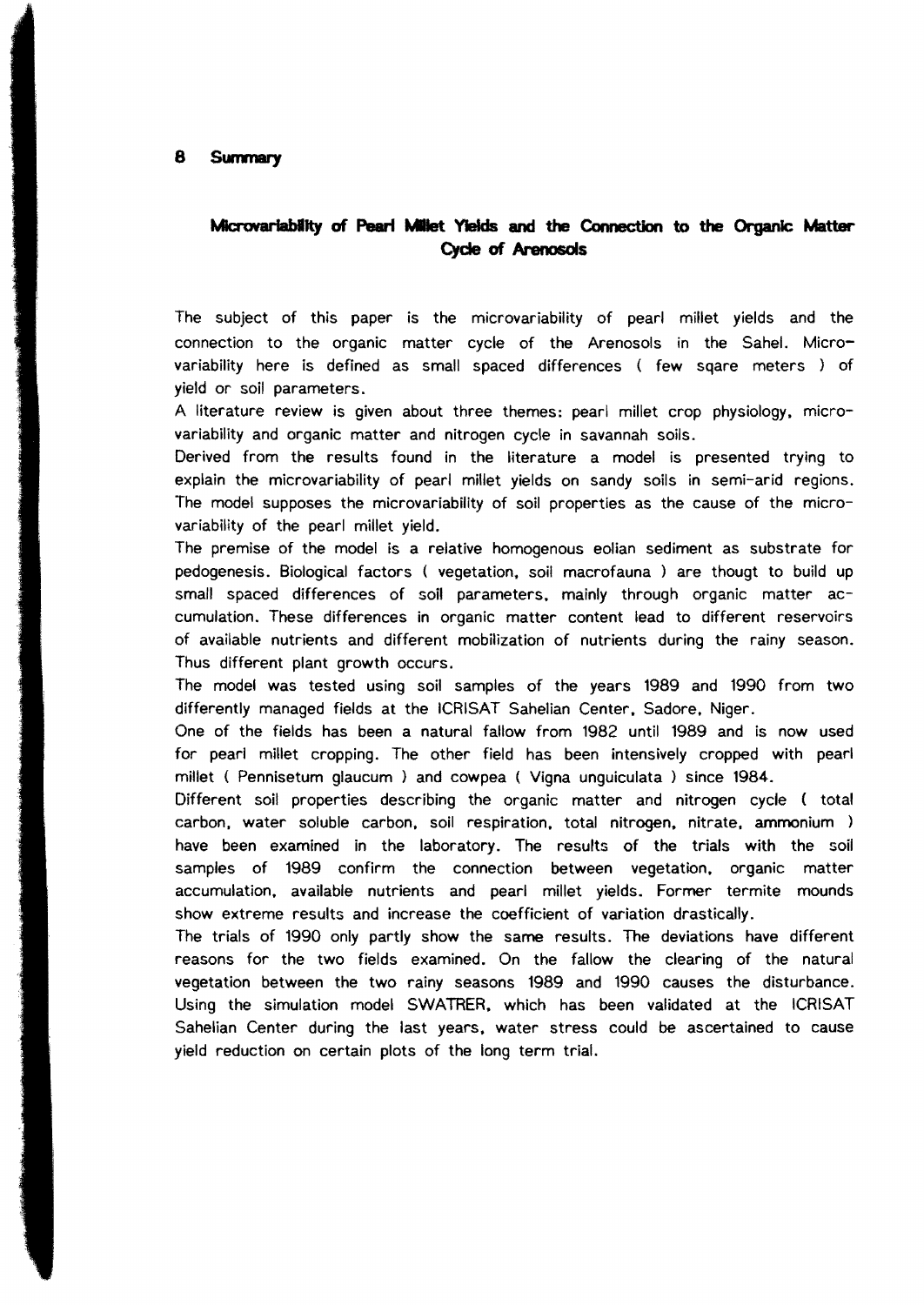## 8 Summary

### Microvariability of Pearl Millet Yields and the Connection to the Organic Matter Cycle of Arenosols

The subject of this paper is the microvariability of pearl millet yields and the connection to the organic matter cycle of the Arenosols in the Sahel. Microvariability here is defined as small spaced differences ( few sqare meters ) of yield or soil parameters.

A literature review is given about three themes: pearl millet crop physiology, microvariability and organic matter and nitrogen cycle in savannah soils.

Derived from the results found in the literature a model is presented trying to explain the microvariability of pearl millet yields on sandy soils in semi-arid regions. The model supposes the microvariability of soil properties as the cause of the microvariability of the pearl millet yield.

The premise of the model is a relative homogenous eolian sediment as substrate for pedogenesis. Biological factors ( vegetation, soil macrofauna ) are thougt to build up small spaced differences of soil parameters, mainly through organic matter accumulation. These differences in organic matter content lead to different reservoirs of available nutrients and different mobilization of nutrients during the rainy season. Thus different plant growth occurs.

The model was tested using soil samples of the years 1989 and 1990 from two differently managed fields at the ICRISAT Sahelian Center, Sadore, Niger.

One of the fields has been a natural fallow from 1982 until 1989 and is now used for pearl millet cropping. The other field has been intensively cropped with pearl millet ( Pennisetum glaucum ) and cowpea ( Vigna unguiculata ) since 1984.

Different soil properties describing the organic matter and nitrogen cycle ( total carbon, water soluble carbon, soil respiration, total nitrogen, nitrate, ammonium ) have been examined in the laboratory. The results of the trials with the soil samples of 1989 confirm the connection between vegetation, organic matter accumulation, available nutrients and pearl millet yields. Former termite mounds show extreme results and increase the coefficient of variation drastically.

The trials of 1990 only partly show the same results. The deviations have different reasons for the two fields examined. On the fallow the clearing of the natural vegetation between the two rainy seasons 1989 and 1990 causes the disturbance. Using the simulation model SWATRER, which has been validated at the ICRISAT Sahelian Center during the last years, water stress could be ascertained to cause yield reduction on certain plots of the long term trial.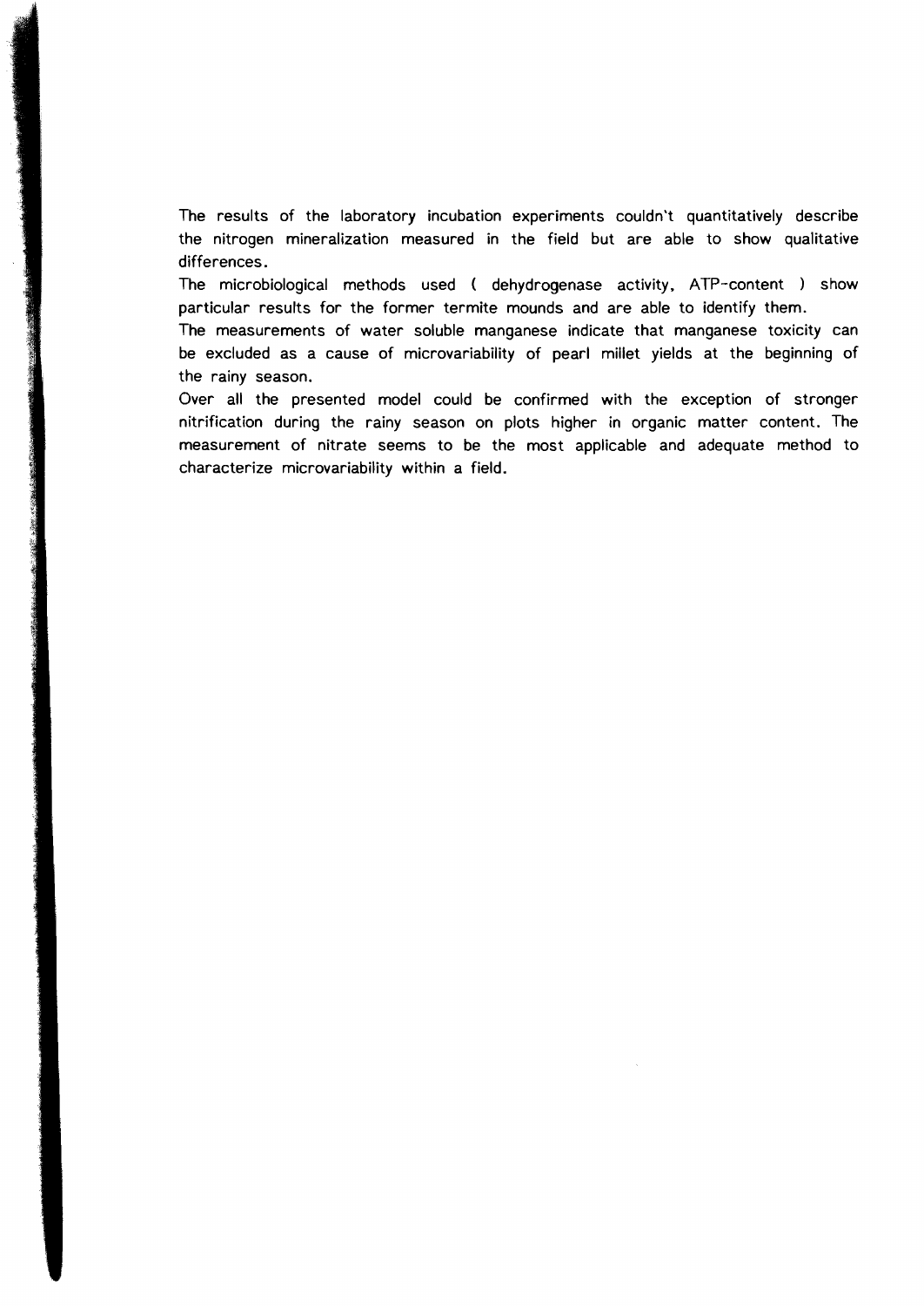The results of the laboratory incubation experiments couldn't quantitatively describe the nitrogen mineralization measured in the field but are able to show qualitative differences.

The microbiological methods used ( dehydrogenase activity, ATP-content ) show particular results for the former termite mounds and are able to identify them.

The measurements of water soluble manganese indicate that manganese toxicity can be excluded as a cause of microvariability of pearl millet yields at the beginning of the rainy season.

Over all the presented model could be confirmed with the exception of stronger nitrification during the rainy season on plots higher in organic matter content. The measurement of nitrate seems to be the most applicable and adequate method to characterize microvariability within a field.